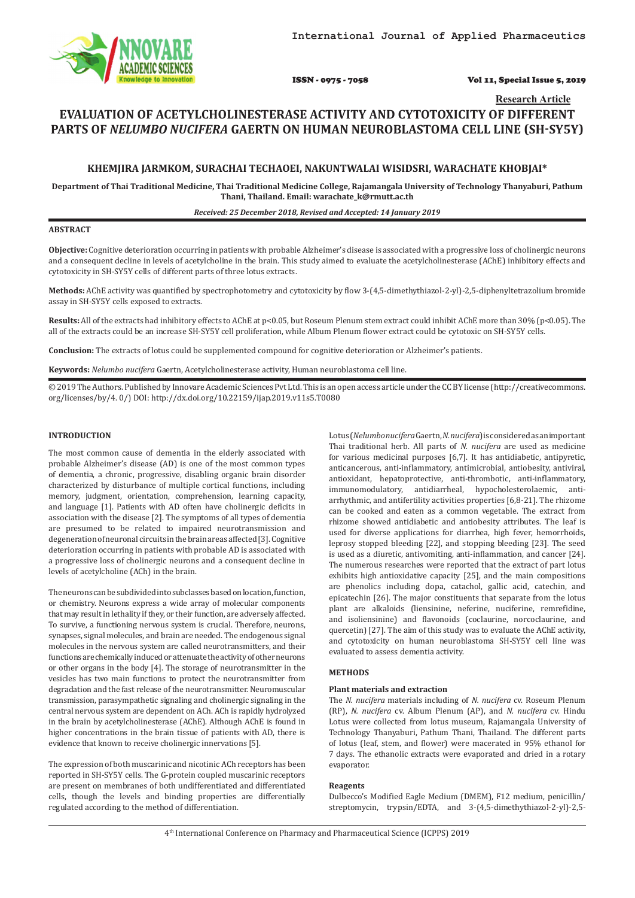Research Article

# EVALUATION OF ACETYLCHOLINESTERASE ACTIVITY AND CYTOTOXICITY OF DIFFERENT PARTS OF *NELUMBO NUCIFERA* GAERTN ON HUMAN NEUROBLASTOMA CELL LINE (SH-SY5Y)

**KHEMJIRA JARMKOM, SURACHAI TECHAOEI, NAKUNTWALAI WISIDSRI, WARACHATE KHOBJAI***

**Department of Thai Traditional Medicine, Thai Traditional Medicine College, Rajamangala University of Technology Thanyaburi, Pathum Thani, Thailand. Email: warachate_k@rmutt.ac.th**

*Received: 25 December 2018, Revised and Accepted: 14 January 2019*

## ABSTRACT

**Objective:** Cognitive deterioration occurring in patients with probable Alzheimer's disease is associated with a progressive loss of cholinergic neurons and a consequent decline in levels of acetylcholine in the brain. This study aimed to evaluate the acetylcholinesterase (AChE) inhibitory effects and cytotoxicity in SH-SY5Y cells of different parts of three lotus extracts.

**Methods:** AChE activity was quantified by spectrophotometry and cytotoxicity by flow 3-(4,5-dimethythiazol-2-yl)-2,5-diphenyltetrazolium bromide assay in SH-SY5Y cells exposed to extracts.

**Results:** All of the extracts had inhibitory effects to AChE at $p<0.05$, but Roseum Plenum stem extract could inhibit AChE more than 30% ($p<0.05$). The all of the extracts could be an increase SH-SY5Y cell proliferation, while Album Plenum flower extract could be cytotoxic on SH-SY5Y cells.

**Conclusion:** The extracts of lotus could be supplemented compound for cognitive deterioration or Alzheimer's patients.

**Keywords:** *Nelumbo nucifera* Gaertn, Acetylcholinesterase activity, Human neuroblastoma cell line.

© 2019 The Authors. Published by Innovare Academic Sciences Pvt Ltd. This is an open access article under the CC BY license (http://creativecommons.org/licenses/by/4. 0/) DOI: http://dx.doi.org/10.22159/ijap.2019.v11s5.T0080

## INTRODUCTION

The most common cause of dementia in the elderly associated with probable Alzheimer's disease (AD) is one of the most common types of dementia, a chronic, progressive, disabling organic brain disorder characterized by disturbance of multiple cortical functions, including memory, judgment, orientation, comprehension, learning capacity, and language [1]. Patients with AD often have cholinergic deficits in association with the disease [2]. The symptoms of all types of dementia are presumed to be related to impaired neurotransmission and degeneration of neuronal circuits in the brain areas affected [3]. Cognitive deterioration occurring in patients with probable AD is associated with a progressive loss of cholinergic neurons and a consequent decline in levels of acetylcholine (ACh) in the brain.

The neurons can be subdivided into subclasses based on location, function, or chemistry. Neurons express a wide array of molecular components that may result in lethality if they, or their function, are adversely affected. To survive, a functioning nervous system is crucial. Therefore, neurons, synapses, signal molecules, and brain are needed. The endogenous signal molecules in the nervous system are called neurotransmitters, and their functions are chemically induced or attenuate the activity of other neurons or other organs in the body [4]. The storage of neurotransmitter in the vesicles has two main functions to protect the neurotransmitter from degradation and the fast release of the neurotransmitter. Neuromuscular transmission, parasympathetic signaling and cholinergic signaling in the central nervous system are dependent on ACh. ACh is rapidly hydrolyzed in the brain by acetylcholinesterase (AChE). Although AChE is found in higher concentrations in the brain tissue of patients with AD, there is evidence that known to receive cholinergic innervations [5].

The expression of both muscarinic and nicotinic ACh receptors has been reported in SH-SY5Y cells. The G-protein coupled muscarinic receptors are present on membranes of both undifferentiated and differentiated cells, though the levels and binding properties are differentially regulated according to the method of differentiation.

Lotus (*Nelumbo nucifera* Gaertn, *N. nucifera*) is considered as an important Thai traditional herb. All parts of *N. nucifera* are used as medicine for various medicinal purposes [6,7]. It has antidiabetic, antipyretic, anticancerous, anti-inflammatory, antimicrobial, antiobesity, antiviral, antioxidant, hepatoprotective, anti-thrombotic, anti-inflammatory, immunomodulatory, antidiarrheal, hypocholesterolaemic, anti-arrhythmic, and antifertility activities properties [6,8-21]. The rhizome can be cooked and eaten as a common vegetable. The extract from rhizome showed antidiabetic and antiobesity attributes. The leaf is used for diverse applications for diarrhea, high fever, hemorrhoids, leprosy stopped bleeding [22], and stopping bleeding [23]. The seed is used as a diuretic, antivomiting, anti-inflammation, and cancer [24]. The numerous researches were reported that the extract of part lotus exhibits high antioxidative capacity [25], and the main compositions are phenolics including dopa, catachol, gallic acid, catechin, and epicatechin [26]. The major constituents that separate from the lotus plant are alkaloids (liensinine, neferine, nuciferine, neferidine, and isoliensinine) and flavonoids (coclaurine, norcoclaurine, and quercetin) [27]. The aim of this study was to evaluate the AChE activity, and cytotoxicity on human neuroblastoma SH-SY5Y cell line was evaluated to assess dementia activity.

## METHODS

### Plant materials and extraction

The *N. nucifera* materials including of *N. nucifera* cv. Roseum Plenum (RP), *N. nucifera* cv. Album Plenum (AP), and *N. nucifera* cv. Hindu Lotus were collected from lotus museum, Rajamangala University of Technology Thanyaburi, Pathum Thani, Thailand. The different parts of lotus (leaf, stem, and flower) were macerated in 95% ethanol for 7 days. The ethanolic extracts were evaporated and dried in a rotary evaporator.

### Reagents

Dulbecco's Modified Eagle Medium (DMEM), F12 medium, penicillin/streptomycin, trypsin/EDTA, and 3-(4,5-dimethythiazol-2-yl)-2,5-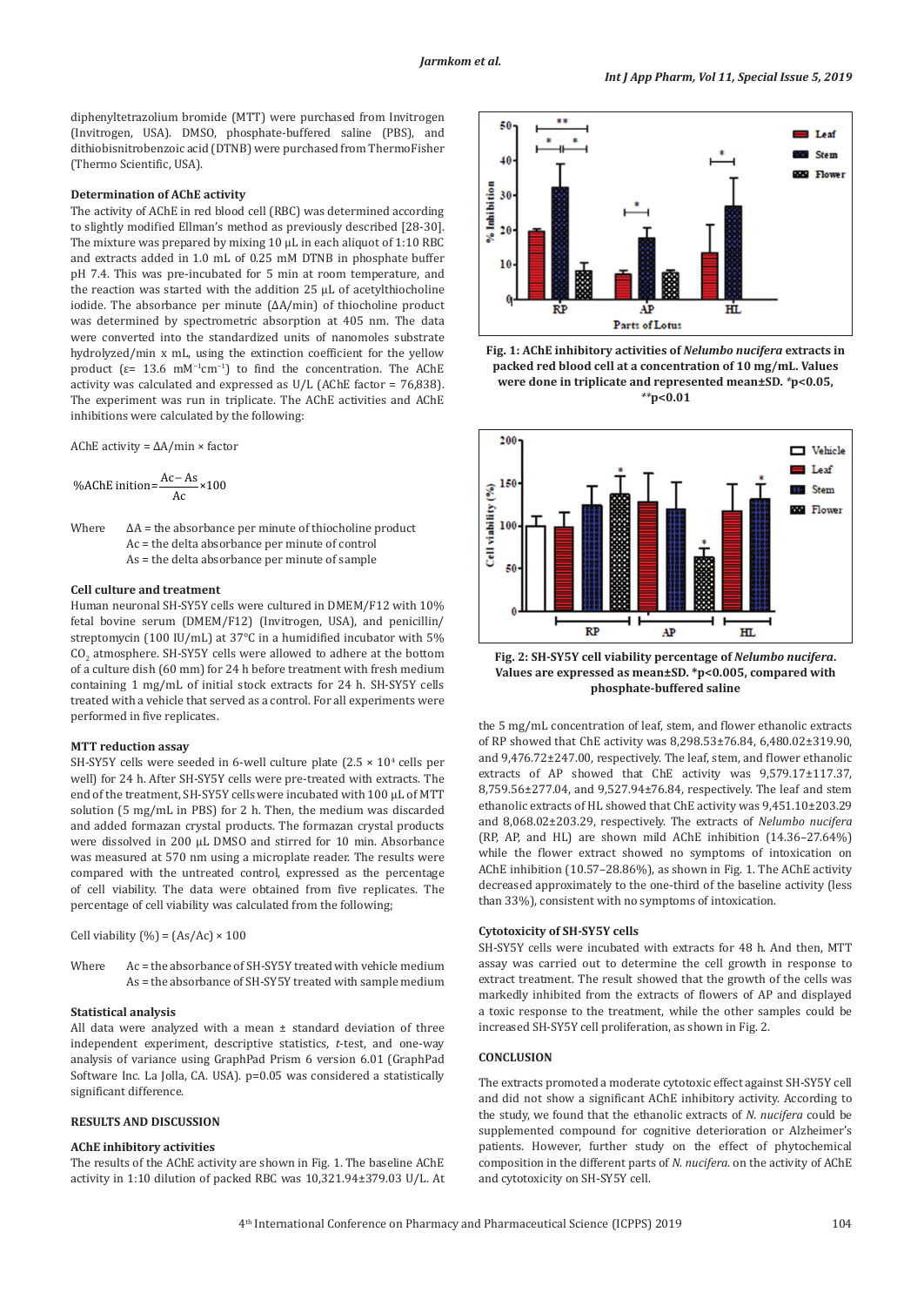diphenyltetrazolium bromide (MTT) were purchased from Invitrogen (Invitrogen, USA). DMSO, phosphate-buffered saline (PBS), and dithiobisnitrobenzoic acid (DTNB) were purchased from ThermoFisher (Thermo Scientific, USA).

#### Determination of AChE activity

The activity of AChE in red blood cell (RBC) was determined according to slightly modified Ellman's method as previously described [28-30]. The mixture was prepared by mixing 10 µL in each aliquot of 1:10 RBC and extracts added in 1.0 mL of 0.25 mM DTNB in phosphate buffer pH 7.4. This was pre-incubated for 5 min at room temperature, and the reaction was started with the addition 25 µL of acetylthiocholine iodide. The absorbance per minute (ΔA/min) of thiocholine product was determined by spectrometric absorption at 405 nm. The data were converted into the standardized units of nanomoles substrate hydrolyzed/min x mL, using the extinction coefficient for the yellow product ($\varepsilon$= 13.6 $mM^{-1}cm^{-1}$) to find the concentration. The AChE activity was calculated and expressed as U/L (AChE factor = 76,838). The experiment was run in triplicate. The AChE activities and AChE inhibitions were calculated by the following:

$$\text{AChE activity} = \Delta A/\text{min} \times \text{factor}$$

$$\%\text{AChE inition} = \frac{Ac - As}{Ac} \times 100$$

Where ΔA = the absorbance per minute of thiocholine product
Ac = the delta absorbance per minute of control
As = the delta absorbance per minute of sample

#### Cell culture and treatment

Human neuronal SH-SY5Y cells were cultured in DMEM/F12 with 10% fetal bovine serum (DMEM/F12) (Invitrogen, USA), and penicillin/streptomycin (100 IU/mL) at 37°C in a humidified incubator with 5% $CO_2$ atmosphere. SH-SY5Y cells were allowed to adhere at the bottom of a culture dish (60 mm) for 24 h before treatment with fresh medium containing 1 mg/mL of initial stock extracts for 24 h. SH-SY5Y cells treated with a vehicle that served as a control. For all experiments were performed in five replicates.

#### MTT reduction assay

SH-SY5Y cells were seeded in 6-well culture plate ($2.5 \times 10^4$ cells per well) for 24 h. After SH-SY5Y cells were pre-treated with extracts. The end of the treatment, SH-SY5Y cells were incubated with 100 µL of MTT solution (5 mg/mL in PBS) for 2 h. Then, the medium was discarded and added formazan crystal products. The formazan crystal products were dissolved in 200 µL DMSO and stirred for 10 min. Absorbance was measured at 570 nm using a microplate reader. The results were compared with the untreated control, expressed as the percentage of cell viability. The data were obtained from five replicates. The percentage of cell viability was calculated from the following;

$$\text{Cell viability } (\%) = (As/Ac) \times 100$$

Where Ac = the absorbance of SH-SY5Y treated with vehicle medium
As = the absorbance of SH-SY5Y treated with sample medium

#### Statistical analysis

All data were analyzed with a mean ± standard deviation of three independent experiment, descriptive statistics, *t*-test, and one-way analysis of variance using GraphPad Prism 6 version 6.01 (GraphPad Software Inc. La Jolla, CA. USA). p=0.05 was considered a statistically significant difference.

## RESULTS AND DISCUSSION

#### AChE inhibitory activities

The results of the AChE activity are shown in Fig. 1. The baseline AChE activity in 1:10 dilution of packed RBC was 10,321.94±379.03 U/L. At the 5 mg/mL concentration of leaf, stem, and flower ethanolic extracts of RP showed that ChE activity was 8,298.53±76.84, 6,480.02±319.90, and 9,476.72±247.00, respectively. The leaf, stem, and flower ethanolic extracts of AP showed that ChE activity was 9,579.17±117.37, 8,759.56±277.04, and 9,527.94±76.84, respectively. The leaf and stem ethanolic extracts of HL showed that ChE activity was 9,451.10±203.29 and 8,068.02±203.29, respectively. The extracts of *Nelumbo nucifera* (RP, AP, and HL) are shown mild AChE inhibition (14.36–27.64%) while the flower extract showed no symptoms of intoxication on AChE inhibition (10.57–28.86%), as shown in Fig. 1. The AChE activity decreased approximately to the one-third of the baseline activity (less than 33%), consistent with no symptoms of intoxication.

**Fig. 1: AChE inhibitory activities of *Nelumbo nucifera* extracts in packed red blood cell at a concentration of 10 mg/mL. Values were done in triplicate and represented mean±SD. *p<0.05, **p<0.01**

**Fig. 2: SH-SY5Y cell viability percentage of *Nelumbo nucifera*. Values are expressed as mean±SD. *p<0.005, compared with phosphate-buffered saline**

#### Cytotoxicity of SH-SY5Y cells

SH-SY5Y cells were incubated with extracts for 48 h. And then, MTT assay was carried out to determine the cell growth in response to extract treatment. The result showed that the growth of the cells was markedly inhibited from the extracts of flowers of AP and displayed a toxic response to the treatment, while the other samples could be increased SH-SY5Y cell proliferation, as shown in Fig. 2.

## CONCLUSION

The extracts promoted a moderate cytotoxic effect against SH-SY5Y cell and did not show a significant AChE inhibitory activity. According to the study, we found that the ethanolic extracts of *N. nucifera* could be supplemented compound for cognitive deterioration or Alzheimer's patients. However, further study on the effect of phytochemical composition in the different parts of *N. nucifera.* on the activity of AChE and cytotoxicity on SH-SY5Y cell.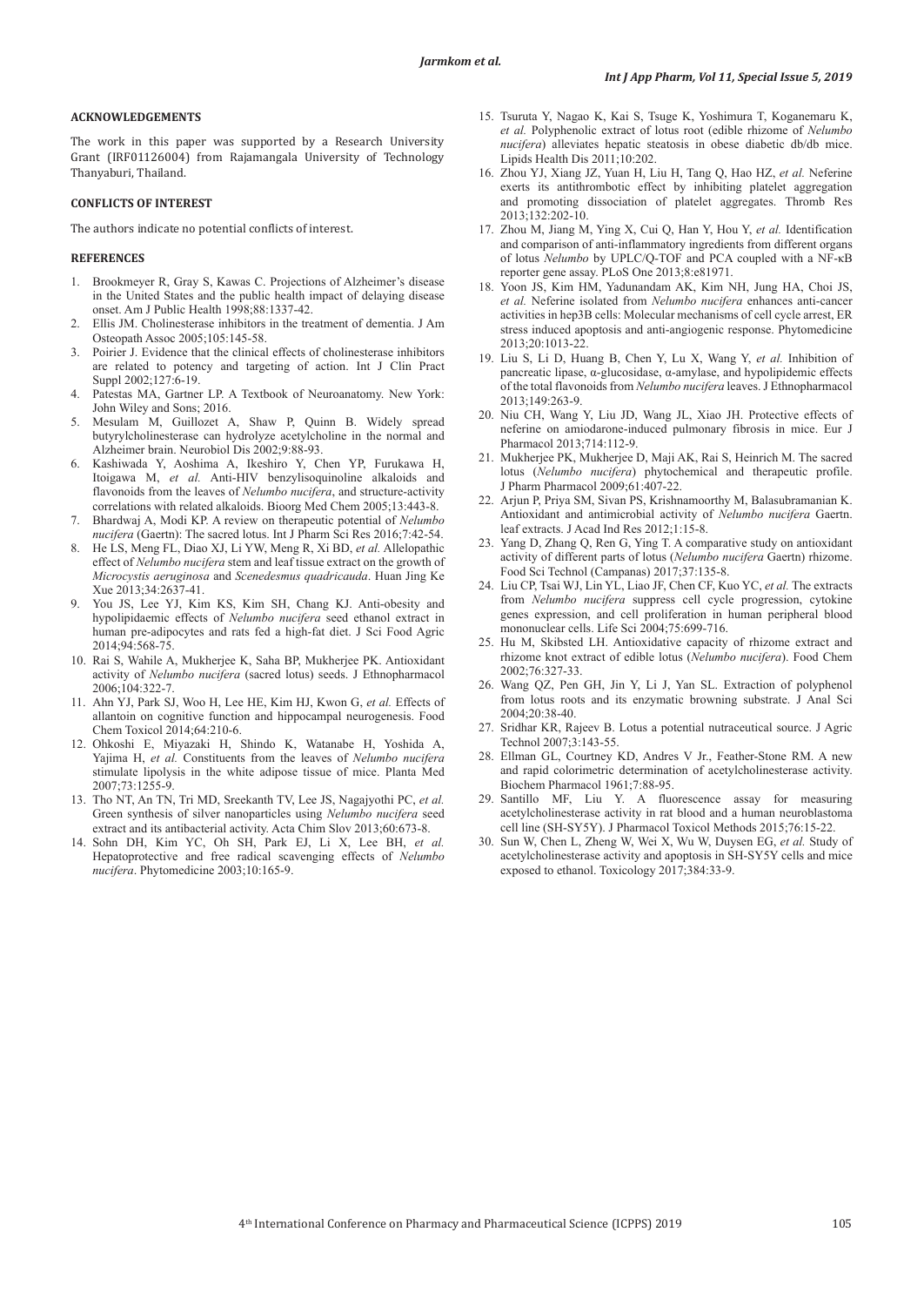## ACKNOWLEDGEMENTS

The work in this paper was supported by a Research University Grant (IRF01126004) from Rajamangala University of Technology Thanyaburi, Thailand.

## CONFLICTS OF INTEREST

The authors indicate no potential conflicts of interest.

## REFERENCES

1. Brookmeyer R, Gray S, Kawas C. Projections of Alzheimer's disease in the United States and the public health impact of delaying disease onset. Am J Public Health 1998;88:1337-42.
2. Ellis JM. Cholinesterase inhibitors in the treatment of dementia. J Am Osteopath Assoc 2005;105:145-58.
3. Poirier J. Evidence that the clinical effects of cholinesterase inhibitors are related to potency and targeting of action. Int J Clin Pract Suppl 2002;127:6-19.
4. Patestas MA, Gartner LP. A Textbook of Neuroanatomy. New York: John Wiley and Sons; 2016.
5. Mesulam M, Guillozet A, Shaw P, Quinn B. Widely spread butyrylcholinesterase can hydrolyze acetylcholine in the normal and Alzheimer brain. Neurobiol Dis 2002;9:88-93.
6. Kashiwada Y, Aoshima A, Ikeshiro Y, Chen YP, Furukawa H, Itoigawa M, *et al.* Anti-HIV benzylisoquinoline alkaloids and flavonoids from the leaves of *Nelumbo nucifera*, and structure-activity correlations with related alkaloids. Bioorg Med Chem 2005;13:443-8.
7. Bhardwaj A, Modi KP. A review on therapeutic potential of *Nelumbo nucifera* (Gaertn): The sacred lotus. Int J Pharm Sci Res 2016;7:42-54.
8. He LS, Meng FL, Diao XJ, Li YW, Meng R, Xi BD, *et al.* Allelopathic effect of *Nelumbo nucifera* stem and leaf tissue extract on the growth of *Microcystis aeruginosa* and *Scenedesmus quadricauda*. Huan Jing Ke Xue 2013;34:2637-41.
9. You JS, Lee YJ, Kim KS, Kim SH, Chang KJ. Anti-obesity and hypolipidaemic effects of *Nelumbo nucifera* seed ethanol extract in human pre-adipocytes and rats fed a high-fat diet. J Sci Food Agric 2014;94:568-75.
10. Rai S, Wahile A, Mukherjee K, Saha BP, Mukherjee PK. Antioxidant activity of *Nelumbo nucifera* (sacred lotus) seeds. J Ethnopharmacol 2006;104:322-7.
11. Ahn YJ, Park SJ, Woo H, Lee HE, Kim HJ, Kwon G, *et al.* Effects of allantoin on cognitive function and hippocampal neurogenesis. Food Chem Toxicol 2014;64:210-6.
12. Ohkoshi E, Miyazaki H, Shindo K, Watanabe H, Yoshida A, Yajima H, *et al.* Constituents from the leaves of *Nelumbo nucifera* stimulate lipolysis in the white adipose tissue of mice. Planta Med 2007;73:1255-9.
13. Tho NT, An TN, Tri MD, Sreekanth TV, Lee JS, Nagajyothi PC, *et al.* Green synthesis of silver nanoparticles using *Nelumbo nucifera* seed extract and its antibacterial activity. Acta Chim Slov 2013;60:673-8.
14. Sohn DH, Kim YC, Oh SH, Park EJ, Li X, Lee BH, *et al.* Hepatoprotective and free radical scavenging effects of *Nelumbo nucifera*. Phytomedicine 2003;10:165-9.
15. Tsuruta Y, Nagao K, Kai S, Tsuge K, Yoshimura T, Koganemaru K, *et al.* Polyphenolic extract of lotus root (edible rhizome of *Nelumbo nucifera*) alleviates hepatic steatosis in obese diabetic db/db mice. Lipids Health Dis 2011;10:202.
16. Zhou YJ, Xiang JZ, Yuan H, Liu H, Tang Q, Hao HZ, *et al.* Neferine exerts its antithrombotic effect by inhibiting platelet aggregation and promoting dissociation of platelet aggregates. Thromb Res 2013;132:202-10.
17. Zhou M, Jiang M, Ying X, Cui Q, Han Y, Hou Y, *et al.* Identification and comparison of anti-inflammatory ingredients from different organs of lotus *Nelumbo* by UPLC/Q-TOF and PCA coupled with a NF-κB reporter gene assay. PLoS One 2013;8:e81971.
18. Yoon JS, Kim HM, Yadunandam AK, Kim NH, Jung HA, Choi JS, *et al.* Neferine isolated from *Nelumbo nucifera* enhances anti-cancer activities in hep3B cells: Molecular mechanisms of cell cycle arrest, ER stress induced apoptosis and anti-angiogenic response. Phytomedicine 2013;20:1013-22.
19. Liu S, Li D, Huang B, Chen Y, Lu X, Wang Y, *et al.* Inhibition of pancreatic lipase, α-glucosidase, α-amylase, and hypolipidemic effects of the total flavonoids from *Nelumbo nucifera* leaves. J Ethnopharmacol 2013;149:263-9.
20. Niu CH, Wang Y, Liu JD, Wang JL, Xiao JH. Protective effects of neferine on amiodarone-induced pulmonary fibrosis in mice. Eur J Pharmacol 2013;714:112-9.
21. Mukherjee PK, Mukherjee D, Maji AK, Rai S, Heinrich M. The sacred lotus (*Nelumbo nucifera*) phytochemical and therapeutic profile. J Pharm Pharmacol 2009;61:407-22.
22. Arjun P, Priya SM, Sivan PS, Krishnamoorthy M, Balasubramanian K. Antioxidant and antimicrobial activity of *Nelumbo nucifera* Gaertn. leaf extracts. J Acad Ind Res 2012;1:15-8.
23. Yang D, Zhang Q, Ren G, Ying T. A comparative study on antioxidant activity of different parts of lotus (*Nelumbo nucifera* Gaertn) rhizome. Food Sci Technol (Campanas) 2017;37:135-8.
24. Liu CP, Tsai WJ, Lin YL, Liao JF, Chen CF, Kuo YC, *et al.* The extracts from *Nelumbo nucifera* suppress cell cycle progression, cytokine genes expression, and cell proliferation in human peripheral blood mononuclear cells. Life Sci 2004;75:699-716.
25. Hu M, Skibsted LH. Antioxidative capacity of rhizome extract and rhizome knot extract of edible lotus (*Nelumbo nucifera*). Food Chem 2002;76:327-33.
26. Wang QZ, Pen GH, Jin Y, Li J, Yan SL. Extraction of polyphenol from lotus roots and its enzymatic browning substrate. J Anal Sci 2004;20:38-40.
27. Sridhar KR, Rajeev B. Lotus a potential nutraceutical source. J Agric Technol 2007;3:143-55.
28. Ellman GL, Courtney KD, Andres V Jr., Feather-Stone RM. A new and rapid colorimetric determination of acetylcholinesterase activity. Biochem Pharmacol 1961;7:88-95.
29. Santillo MF, Liu Y. A fluorescence assay for measuring acetylcholinesterase activity in rat blood and a human neuroblastoma cell line (SH-SY5Y). J Pharmacol Toxicol Methods 2015;76:15-22.
30. Sun W, Chen L, Zheng W, Wei X, Wu W, Duysen EG, *et al.* Study of acetylcholinesterase activity and apoptosis in SH-SY5Y cells and mice exposed to ethanol. Toxicology 2017;384:33-9.